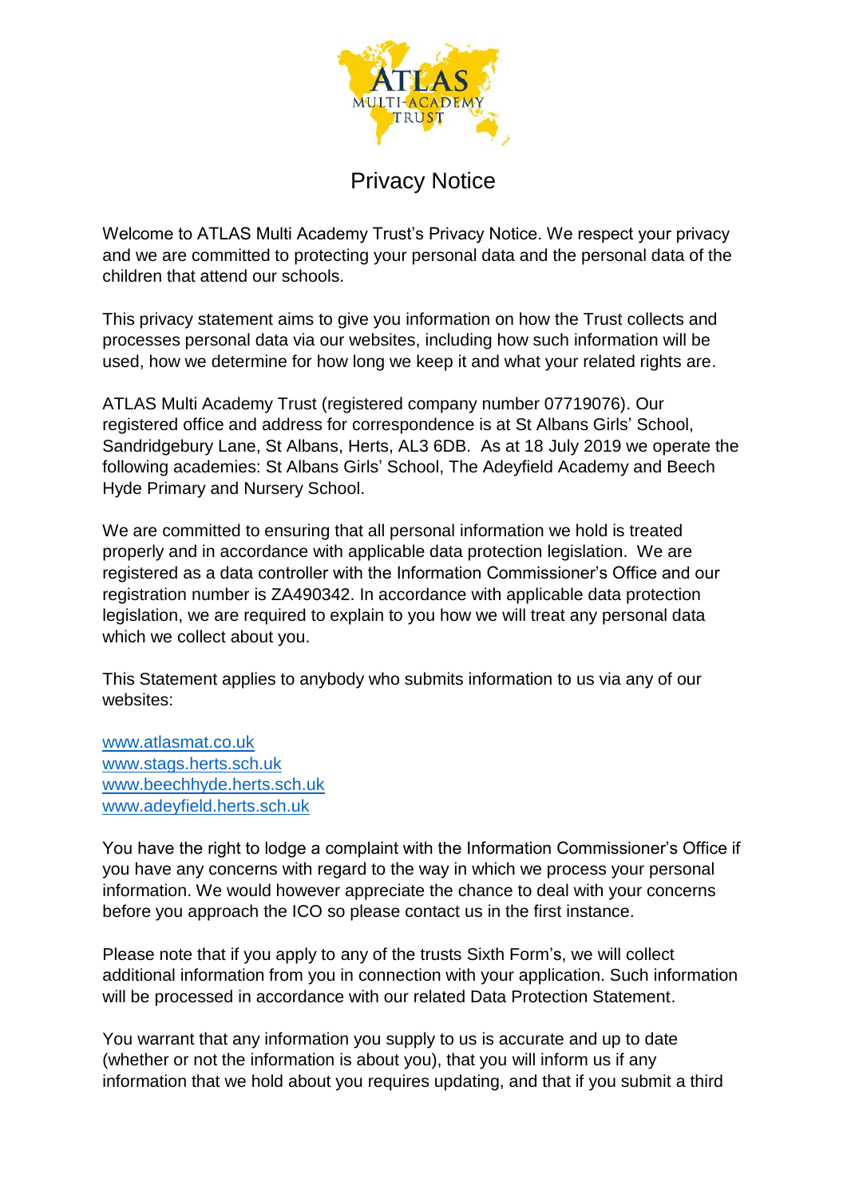# Privacy Notice

Welcome to ATLAS Multi Academy Trust's Privacy Notice. We respect your privacy and we are committed to protecting your personal data and the personal data of the children that attend our schools.

This privacy statement aims to give you information on how the Trust collects and processes personal data via our websites, including how such information will be used, how we determine for how long we keep it and what your related rights are.

ATLAS Multi Academy Trust (registered company number 07719076). Our registered office and address for correspondence is at St Albans Girls' School, Sandridgebury Lane, St Albans, Herts, AL3 6DB. As at 18 July 2019 we operate the following academies: St Albans Girls' School, The Adeyfield Academy and Beech Hyde Primary and Nursery School.

We are committed to ensuring that all personal information we hold is treated properly and in accordance with applicable data protection legislation. We are registered as a data controller with the Information Commissioner's Office and our registration number is ZA490342. In accordance with applicable data protection legislation, we are required to explain to you how we will treat any personal data which we collect about you.

This Statement applies to anybody who submits information to us via any of our websites:

www.atlasmat.co.uk
www.stags.herts.sch.uk
www.beechhyde.herts.sch.uk
www.adeyfield.herts.sch.uk

You have the right to lodge a complaint with the Information Commissioner's Office if you have any concerns with regard to the way in which we process your personal information. We would however appreciate the chance to deal with your concerns before you approach the ICO so please contact us in the first instance.

Please note that if you apply to any of the trusts Sixth Form's, we will collect additional information from you in connection with your application. Such information will be processed in accordance with our related Data Protection Statement.

You warrant that any information you supply to us is accurate and up to date (whether or not the information is about you), that you will inform us if any information that we hold about you requires updating, and that if you submit a third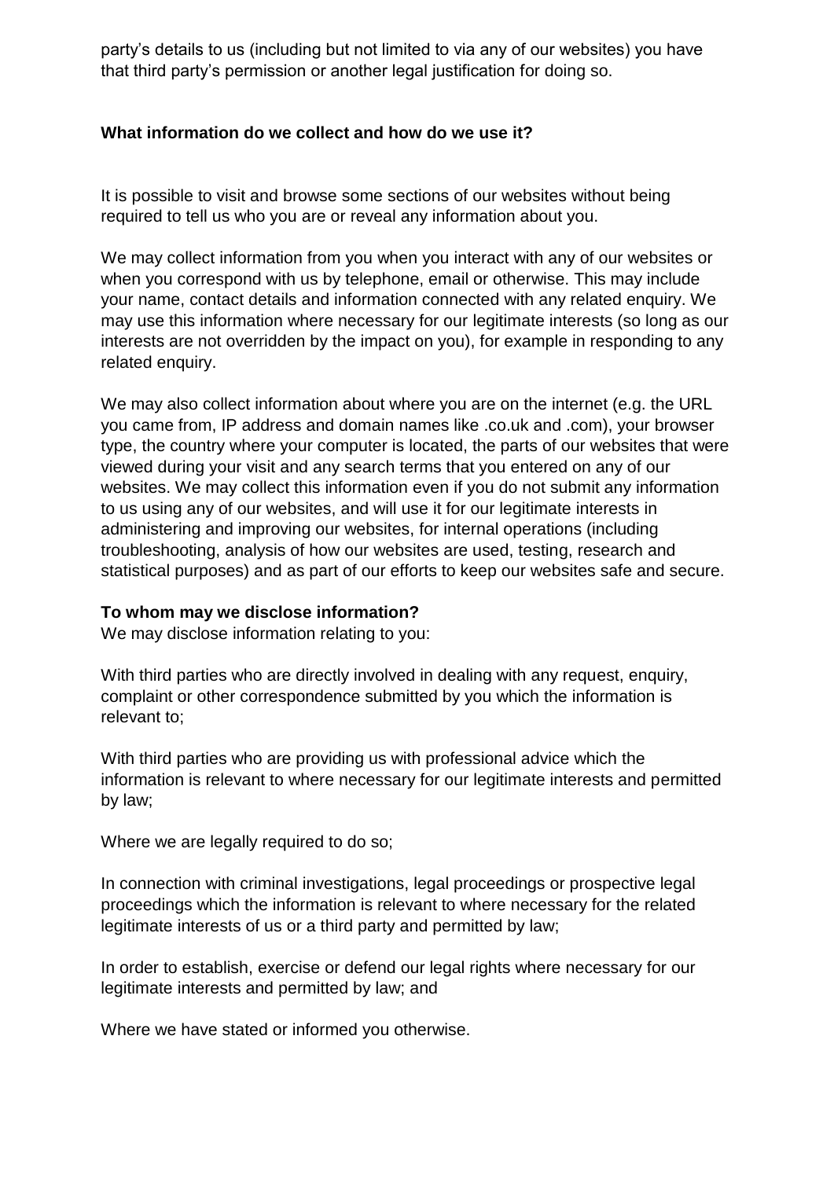party's details to us (including but not limited to via any of our websites) you have that third party's permission or another legal justification for doing so.

## What information do we collect and how do we use it?

It is possible to visit and browse some sections of our websites without being required to tell us who you are or reveal any information about you.

We may collect information from you when you interact with any of our websites or when you correspond with us by telephone, email or otherwise. This may include your name, contact details and information connected with any related enquiry. We may use this information where necessary for our legitimate interests (so long as our interests are not overridden by the impact on you), for example in responding to any related enquiry.

We may also collect information about where you are on the internet (e.g. the URL you came from, IP address and domain names like .co.uk and .com), your browser type, the country where your computer is located, the parts of our websites that were viewed during your visit and any search terms that you entered on any of our websites. We may collect this information even if you do not submit any information to us using any of our websites, and will use it for our legitimate interests in administering and improving our websites, for internal operations (including troubleshooting, analysis of how our websites are used, testing, research and statistical purposes) and as part of our efforts to keep our websites safe and secure.

## To whom may we disclose information?

We may disclose information relating to you:

With third parties who are directly involved in dealing with any request, enquiry, complaint or other correspondence submitted by you which the information is relevant to;

With third parties who are providing us with professional advice which the information is relevant to where necessary for our legitimate interests and permitted by law;

Where we are legally required to do so;

In connection with criminal investigations, legal proceedings or prospective legal proceedings which the information is relevant to where necessary for the related legitimate interests of us or a third party and permitted by law;

In order to establish, exercise or defend our legal rights where necessary for our legitimate interests and permitted by law; and

Where we have stated or informed you otherwise.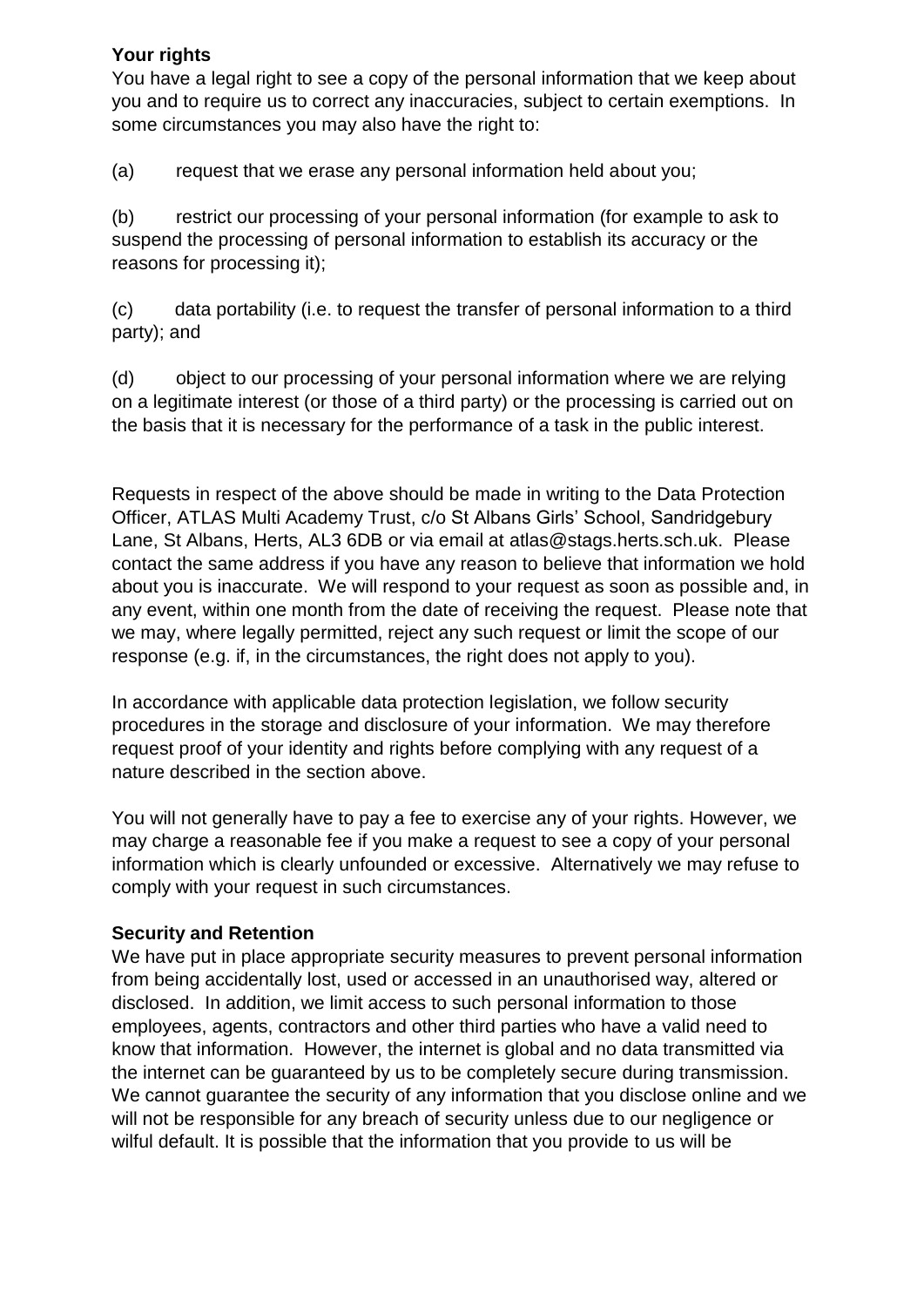**Your rights**

You have a legal right to see a copy of the personal information that we keep about you and to require us to correct any inaccuracies, subject to certain exemptions. In some circumstances you may also have the right to:

(a) request that we erase any personal information held about you;

(b) restrict our processing of your personal information (for example to ask to suspend the processing of personal information to establish its accuracy or the reasons for processing it);

(c) data portability (i.e. to request the transfer of personal information to a third party); and

(d) object to our processing of your personal information where we are relying on a legitimate interest (or those of a third party) or the processing is carried out on the basis that it is necessary for the performance of a task in the public interest.

Requests in respect of the above should be made in writing to the Data Protection Officer, ATLAS Multi Academy Trust, c/o St Albans Girls' School, Sandridgebury Lane, St Albans, Herts, AL3 6DB or via email at atlas@stags.herts.sch.uk. Please contact the same address if you have any reason to believe that information we hold about you is inaccurate. We will respond to your request as soon as possible and, in any event, within one month from the date of receiving the request. Please note that we may, where legally permitted, reject any such request or limit the scope of our response (e.g. if, in the circumstances, the right does not apply to you).

In accordance with applicable data protection legislation, we follow security procedures in the storage and disclosure of your information. We may therefore request proof of your identity and rights before complying with any request of a nature described in the section above.

You will not generally have to pay a fee to exercise any of your rights. However, we may charge a reasonable fee if you make a request to see a copy of your personal information which is clearly unfounded or excessive. Alternatively we may refuse to comply with your request in such circumstances.

**Security and Retention**

We have put in place appropriate security measures to prevent personal information from being accidentally lost, used or accessed in an unauthorised way, altered or disclosed. In addition, we limit access to such personal information to those employees, agents, contractors and other third parties who have a valid need to know that information. However, the internet is global and no data transmitted via the internet can be guaranteed by us to be completely secure during transmission. We cannot guarantee the security of any information that you disclose online and we will not be responsible for any breach of security unless due to our negligence or wilful default. It is possible that the information that you provide to us will be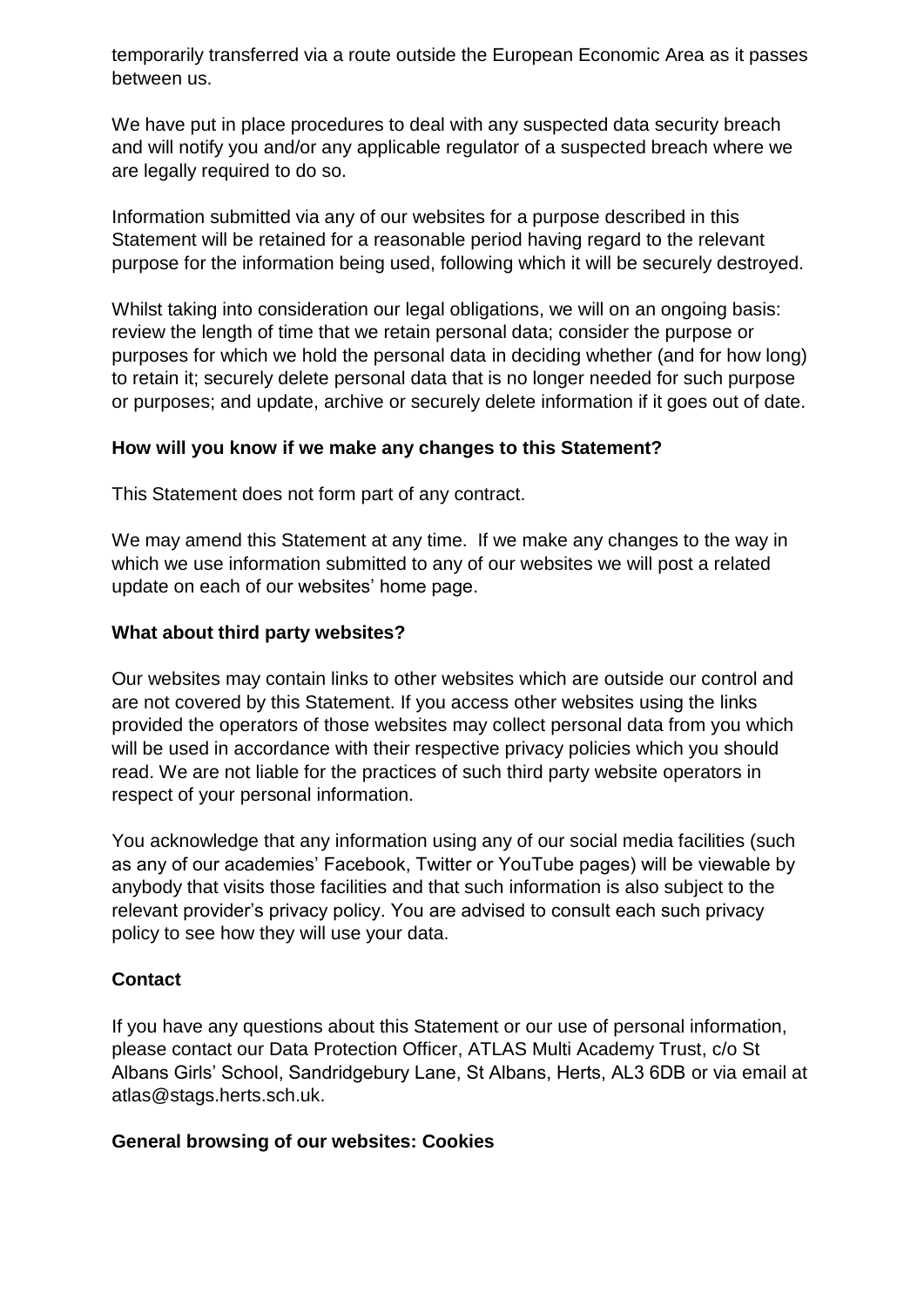temporarily transferred via a route outside the European Economic Area as it passes between us.

We have put in place procedures to deal with any suspected data security breach and will notify you and/or any applicable regulator of a suspected breach where we are legally required to do so.

Information submitted via any of our websites for a purpose described in this Statement will be retained for a reasonable period having regard to the relevant purpose for the information being used, following which it will be securely destroyed.

Whilst taking into consideration our legal obligations, we will on an ongoing basis: review the length of time that we retain personal data; consider the purpose or purposes for which we hold the personal data in deciding whether (and for how long) to retain it; securely delete personal data that is no longer needed for such purpose or purposes; and update, archive or securely delete information if it goes out of date.

**How will you know if we make any changes to this Statement?**

This Statement does not form part of any contract.

We may amend this Statement at any time. If we make any changes to the way in which we use information submitted to any of our websites we will post a related update on each of our websites' home page.

**What about third party websites?**

Our websites may contain links to other websites which are outside our control and are not covered by this Statement. If you access other websites using the links provided the operators of those websites may collect personal data from you which will be used in accordance with their respective privacy policies which you should read. We are not liable for the practices of such third party website operators in respect of your personal information.

You acknowledge that any information using any of our social media facilities (such as any of our academies' Facebook, Twitter or YouTube pages) will be viewable by anybody that visits those facilities and that such information is also subject to the relevant provider's privacy policy. You are advised to consult each such privacy policy to see how they will use your data.

**Contact**

If you have any questions about this Statement or our use of personal information, please contact our Data Protection Officer, ATLAS Multi Academy Trust, c/o St Albans Girls' School, Sandridgebury Lane, St Albans, Herts, AL3 6DB or via email at atlas@stags.herts.sch.uk.

**General browsing of our websites: Cookies**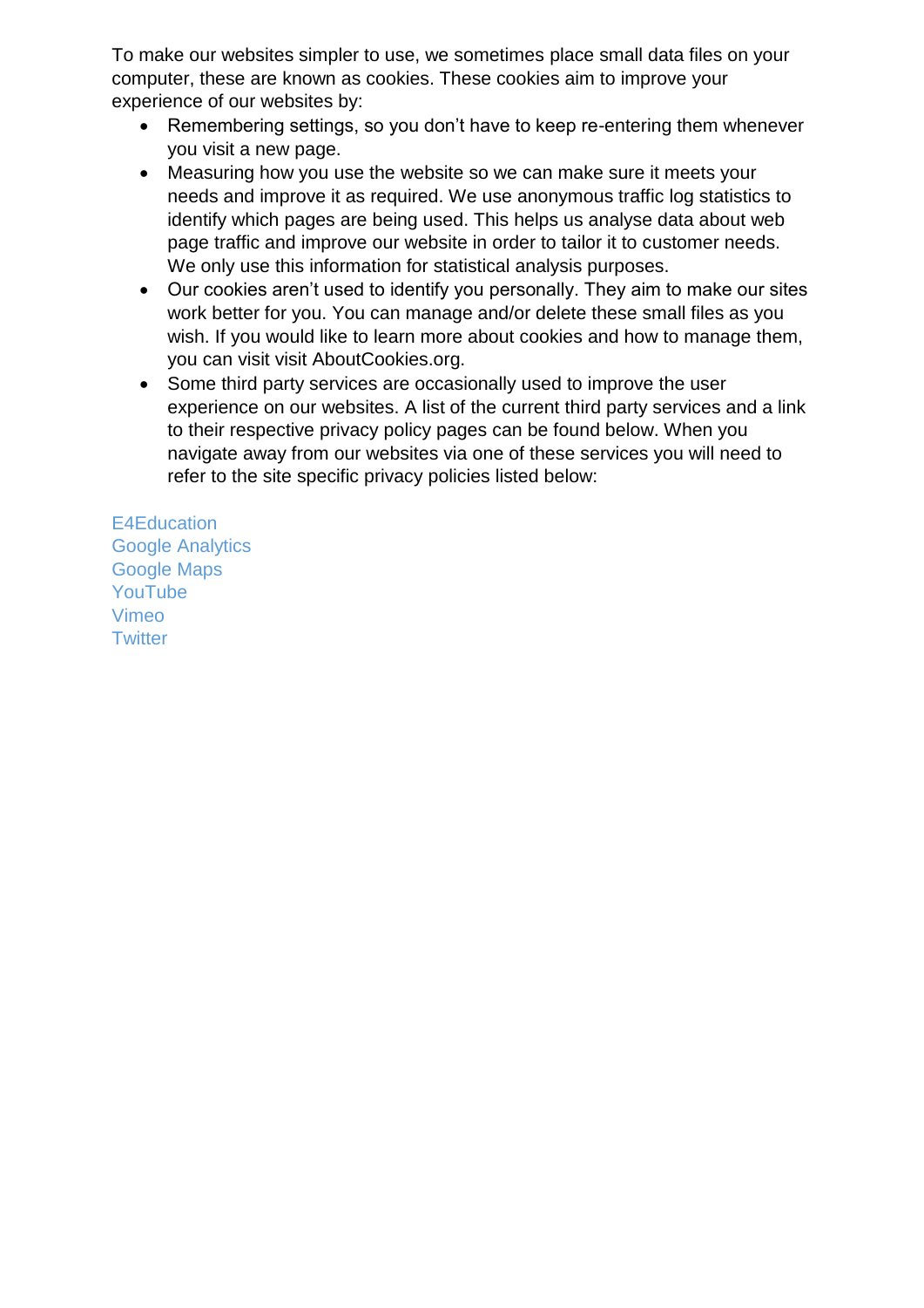To make our websites simpler to use, we sometimes place small data files on your computer, these are known as cookies. These cookies aim to improve your experience of our websites by:

- Remembering settings, so you don't have to keep re-entering them whenever you visit a new page.
- Measuring how you use the website so we can make sure it meets your needs and improve it as required. We use anonymous traffic log statistics to identify which pages are being used. This helps us analyse data about web page traffic and improve our website in order to tailor it to customer needs. We only use this information for statistical analysis purposes.
- Our cookies aren't used to identify you personally. They aim to make our sites work better for you. You can manage and/or delete these small files as you wish. If you would like to learn more about cookies and how to manage them, you can visit visit AboutCookies.org.
- Some third party services are occasionally used to improve the user experience on our websites. A list of the current third party services and a link to their respective privacy policy pages can be found below. When you navigate away from our websites via one of these services you will need to refer to the site specific privacy policies listed below:

E4Education
Google Analytics
Google Maps
YouTube
Vimeo
Twitter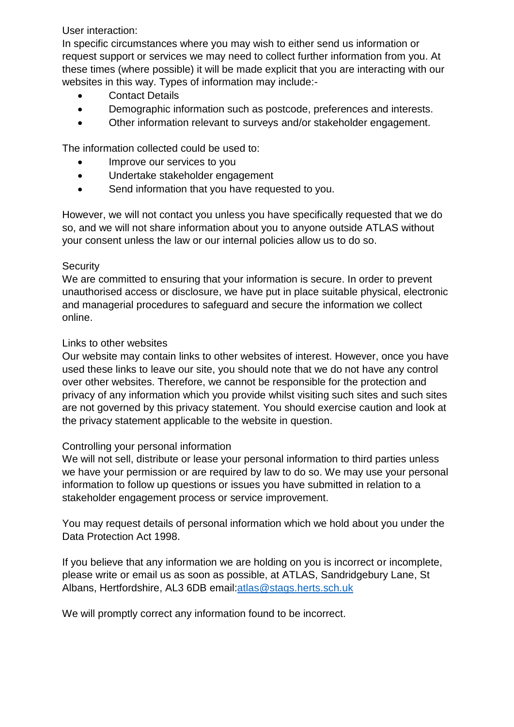User interaction:
In specific circumstances where you may wish to either send us information or request support or services we may need to collect further information from you. At these times (where possible) it will be made explicit that you are interacting with our websites in this way. Types of information may include:-

- Contact Details
- Demographic information such as postcode, preferences and interests.
- Other information relevant to surveys and/or stakeholder engagement.

The information collected could be used to:

- Improve our services to you
- Undertake stakeholder engagement
- Send information that you have requested to you.

However, we will not contact you unless you have specifically requested that we do so, and we will not share information about you to anyone outside ATLAS without your consent unless the law or our internal policies allow us to do so.

Security
We are committed to ensuring that your information is secure. In order to prevent unauthorised access or disclosure, we have put in place suitable physical, electronic and managerial procedures to safeguard and secure the information we collect online.

Links to other websites
Our website may contain links to other websites of interest. However, once you have used these links to leave our site, you should note that we do not have any control over other websites. Therefore, we cannot be responsible for the protection and privacy of any information which you provide whilst visiting such sites and such sites are not governed by this privacy statement. You should exercise caution and look at the privacy statement applicable to the website in question.

Controlling your personal information
We will not sell, distribute or lease your personal information to third parties unless we have your permission or are required by law to do so. We may use your personal information to follow up questions or issues you have submitted in relation to a stakeholder engagement process or service improvement.

You may request details of personal information which we hold about you under the Data Protection Act 1998.

If you believe that any information we are holding on you is incorrect or incomplete, please write or email us as soon as possible, at ATLAS, Sandridgebury Lane, St Albans, Hertfordshire, AL3 6DB email:atlas@stags.herts.sch.uk

We will promptly correct any information found to be incorrect.